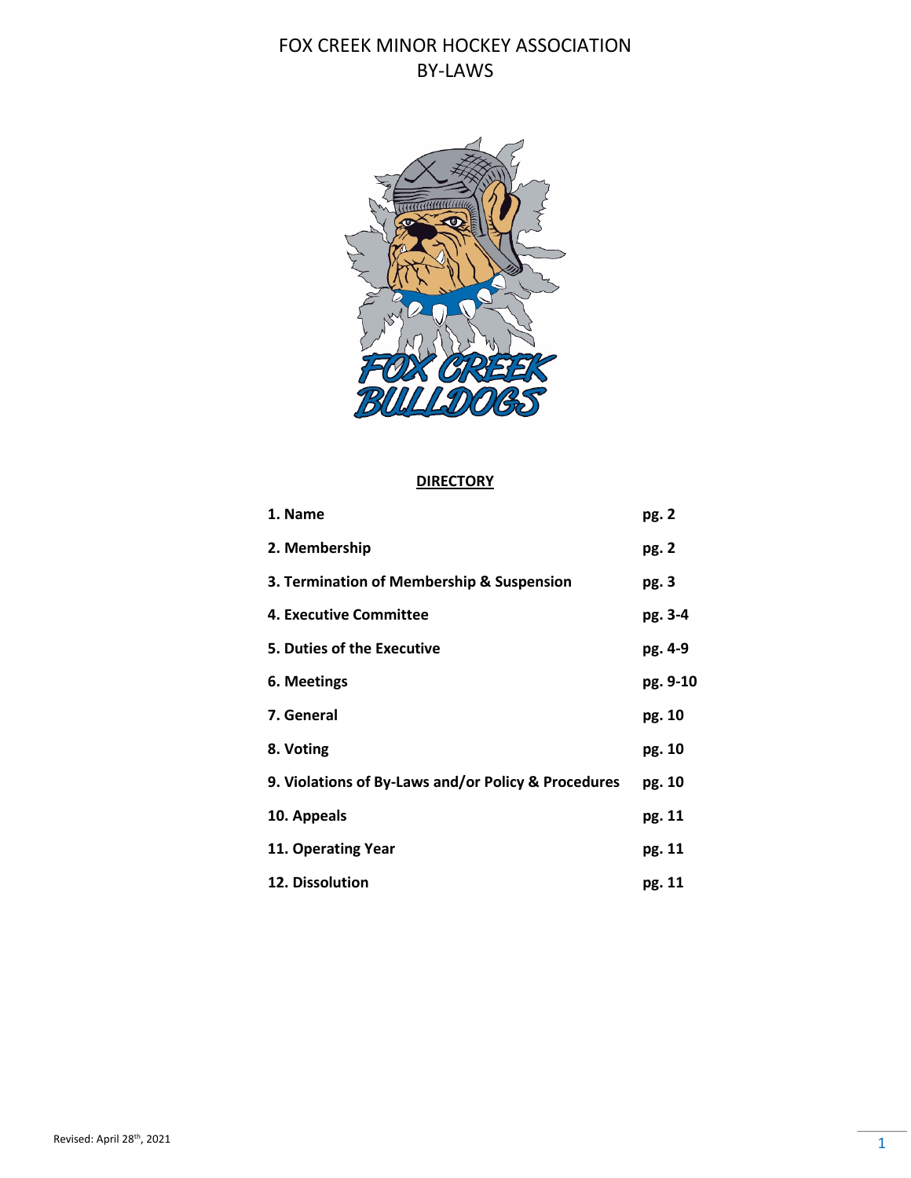# FOX CREEK MINOR HOCKEY ASSOCIATION
# BY-LAWS

## DIRECTORY

| | |
|---|---|
| **1. Name** | **pg. 2** |
| **2. Membership** | **pg. 2** |
| **3. Termination of Membership & Suspension** | **pg. 3** |
| **4. Executive Committee** | **pg. 3-4** |
| **5. Duties of the Executive** | **pg. 4-9** |
| **6. Meetings** | **pg. 9-10** |
| **7. General** | **pg. 10** |
| **8. Voting** | **pg. 10** |
| **9. Violations of By-Laws and/or Policy & Procedures** | **pg. 10** |
| **10. Appeals** | **pg. 11** |
| **11. Operating Year** | **pg. 11** |
| **12. Dissolution** | **pg. 11** |

Revised: April 28th, 2021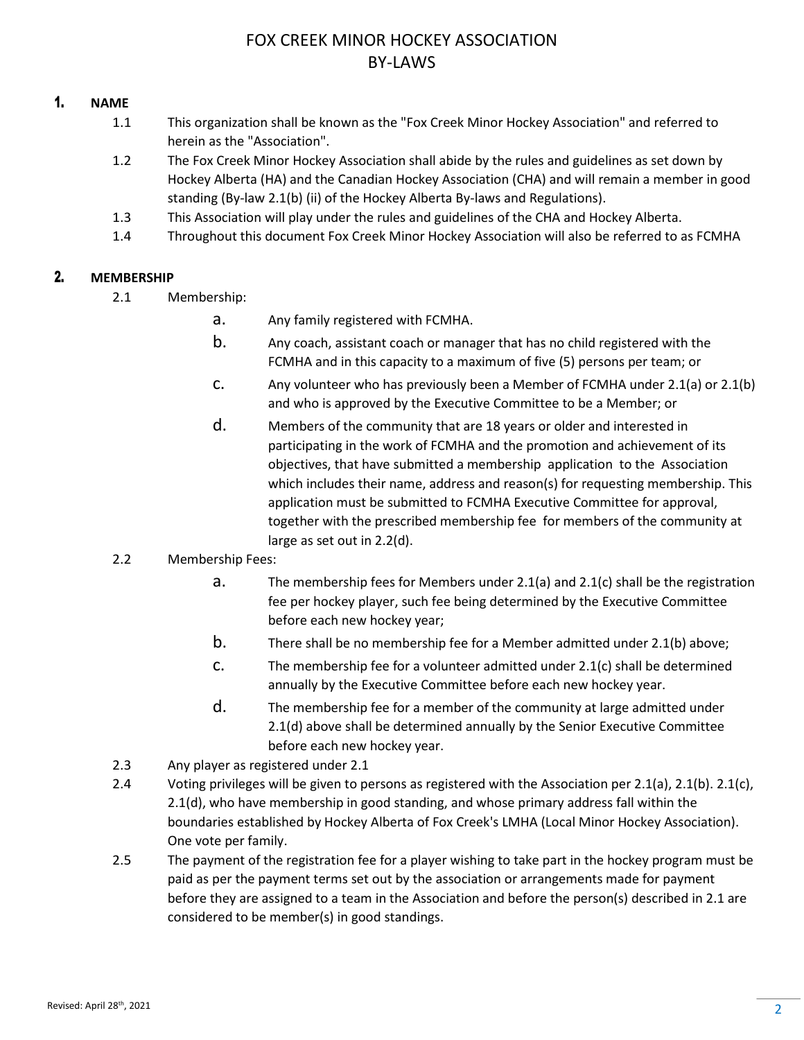# FOX CREEK MINOR HOCKEY ASSOCIATION
# BY-LAWS

## 1. NAME

1.1 This organization shall be known as the "Fox Creek Minor Hockey Association" and referred to herein as the "Association".

1.2 The Fox Creek Minor Hockey Association shall abide by the rules and guidelines as set down by Hockey Alberta (HA) and the Canadian Hockey Association (CHA) and will remain a member in good standing (By-law 2.1(b) (ii) of the Hockey Alberta By-laws and Regulations).

1.3 This Association will play under the rules and guidelines of the CHA and Hockey Alberta.

1.4 Throughout this document Fox Creek Minor Hockey Association will also be referred to as FCMHA

## 2. MEMBERSHIP

2.1 Membership:

- a. Any family registered with FCMHA.
- b. Any coach, assistant coach or manager that has no child registered with the FCMHA and in this capacity to a maximum of five (5) persons per team; or
- c. Any volunteer who has previously been a Member of FCMHA under 2.1(a) or 2.1(b) and who is approved by the Executive Committee to be a Member; or
- d. Members of the community that are 18 years or older and interested in participating in the work of FCMHA and the promotion and achievement of its objectives, that have submitted a membership application to the Association which includes their name, address and reason(s) for requesting membership. This application must be submitted to FCMHA Executive Committee for approval, together with the prescribed membership fee for members of the community at large as set out in 2.2(d).

2.2 Membership Fees:

- a. The membership fees for Members under 2.1(a) and 2.1(c) shall be the registration fee per hockey player, such fee being determined by the Executive Committee before each new hockey year;
- b. There shall be no membership fee for a Member admitted under 2.1(b) above;
- c. The membership fee for a volunteer admitted under 2.1(c) shall be determined annually by the Executive Committee before each new hockey year.
- d. The membership fee for a member of the community at large admitted under 2.1(d) above shall be determined annually by the Senior Executive Committee before each new hockey year.

2.3 Any player as registered under 2.1

2.4 Voting privileges will be given to persons as registered with the Association per 2.1(a), 2.1(b). 2.1(c), 2.1(d), who have membership in good standing, and whose primary address fall within the boundaries established by Hockey Alberta of Fox Creek's LMHA (Local Minor Hockey Association). One vote per family.

2.5 The payment of the registration fee for a player wishing to take part in the hockey program must be paid as per the payment terms set out by the association or arrangements made for payment before they are assigned to a team in the Association and before the person(s) described in 2.1 are considered to be member(s) in good standings.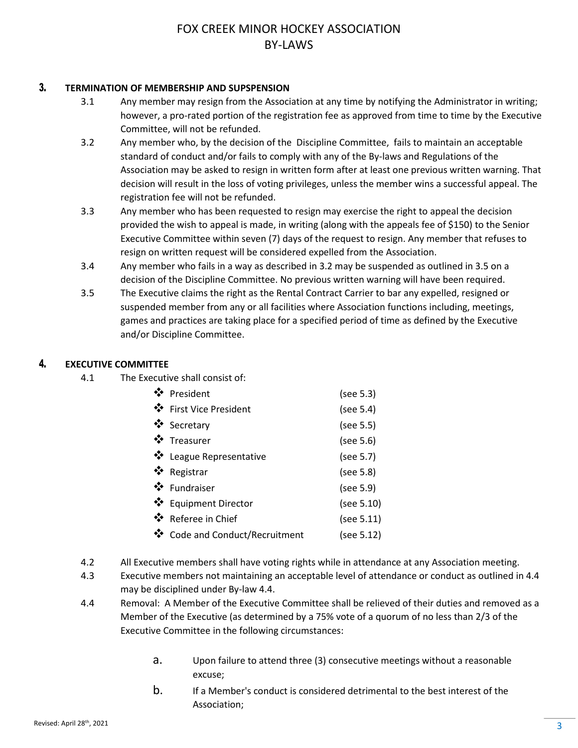## 3. TERMINATION OF MEMBERSHIP AND SUPSPENSION

3.1 Any member may resign from the Association at any time by notifying the Administrator in writing; however, a pro-rated portion of the registration fee as approved from time to time by the Executive Committee, will not be refunded.

3.2 Any member who, by the decision of the Discipline Committee, fails to maintain an acceptable standard of conduct and/or fails to comply with any of the By-laws and Regulations of the Association may be asked to resign in written form after at least one previous written warning. That decision will result in the loss of voting privileges, unless the member wins a successful appeal. The registration fee will not be refunded.

3.3 Any member who has been requested to resign may exercise the right to appeal the decision provided the wish to appeal is made, in writing (along with the appeals fee of $150) to the Senior Executive Committee within seven (7) days of the request to resign. Any member that refuses to resign on written request will be considered expelled from the Association.

3.4 Any member who fails in a way as described in 3.2 may be suspended as outlined in 3.5 on a decision of the Discipline Committee. No previous written warning will have been required.

3.5 The Executive claims the right as the Rental Contract Carrier to bar any expelled, resigned or suspended member from any or all facilities where Association functions including, meetings, games and practices are taking place for a specified period of time as defined by the Executive and/or Discipline Committee.

## 4. EXECUTIVE COMMITTEE

4.1 The Executive shall consist of:

- President (see 5.3)
- First Vice President (see 5.4)
- Secretary (see 5.5)
- Treasurer (see 5.6)
- League Representative (see 5.7)
- Registrar (see 5.8)
- Fundraiser (see 5.9)
- Equipment Director (see 5.10)
- Referee in Chief (see 5.11)
- Code and Conduct/Recruitment (see 5.12)

4.2 All Executive members shall have voting rights while in attendance at any Association meeting.

4.3 Executive members not maintaining an acceptable level of attendance or conduct as outlined in 4.4 may be disciplined under By-law 4.4.

4.4 Removal: A Member of the Executive Committee shall be relieved of their duties and removed as a Member of the Executive (as determined by a 75% vote of a quorum of no less than 2/3 of the Executive Committee in the following circumstances:

a. Upon failure to attend three (3) consecutive meetings without a reasonable excuse;

b. If a Member's conduct is considered detrimental to the best interest of the Association;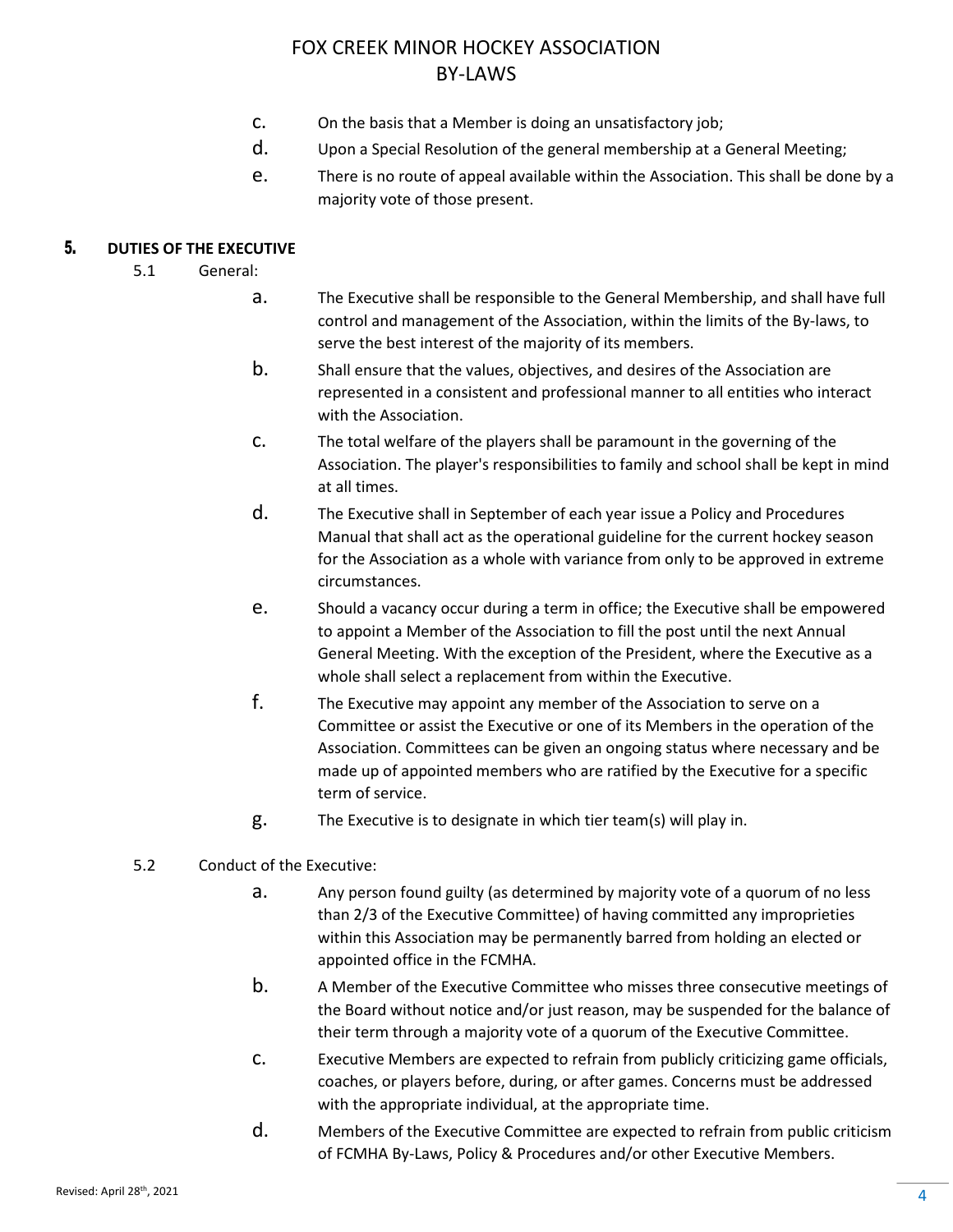c. On the basis that a Member is doing an unsatisfactory job;

d. Upon a Special Resolution of the general membership at a General Meeting;

e. There is no route of appeal available within the Association. This shall be done by a majority vote of those present.

## 5. DUTIES OF THE EXECUTIVE

5.1 General:

a. The Executive shall be responsible to the General Membership, and shall have full control and management of the Association, within the limits of the By-laws, to serve the best interest of the majority of its members.

b. Shall ensure that the values, objectives, and desires of the Association are represented in a consistent and professional manner to all entities who interact with the Association.

c. The total welfare of the players shall be paramount in the governing of the Association. The player's responsibilities to family and school shall be kept in mind at all times.

d. The Executive shall in September of each year issue a Policy and Procedures Manual that shall act as the operational guideline for the current hockey season for the Association as a whole with variance from only to be approved in extreme circumstances.

e. Should a vacancy occur during a term in office; the Executive shall be empowered to appoint a Member of the Association to fill the post until the next Annual General Meeting. With the exception of the President, where the Executive as a whole shall select a replacement from within the Executive.

f. The Executive may appoint any member of the Association to serve on a Committee or assist the Executive or one of its Members in the operation of the Association. Committees can be given an ongoing status where necessary and be made up of appointed members who are ratified by the Executive for a specific term of service.

g. The Executive is to designate in which tier team(s) will play in.

5.2 Conduct of the Executive:

a. Any person found guilty (as determined by majority vote of a quorum of no less than 2/3 of the Executive Committee) of having committed any improprieties within this Association may be permanently barred from holding an elected or appointed office in the FCMHA.

b. A Member of the Executive Committee who misses three consecutive meetings of the Board without notice and/or just reason, may be suspended for the balance of their term through a majority vote of a quorum of the Executive Committee.

c. Executive Members are expected to refrain from publicly criticizing game officials, coaches, or players before, during, or after games. Concerns must be addressed with the appropriate individual, at the appropriate time.

d. Members of the Executive Committee are expected to refrain from public criticism of FCMHA By-Laws, Policy & Procedures and/or other Executive Members.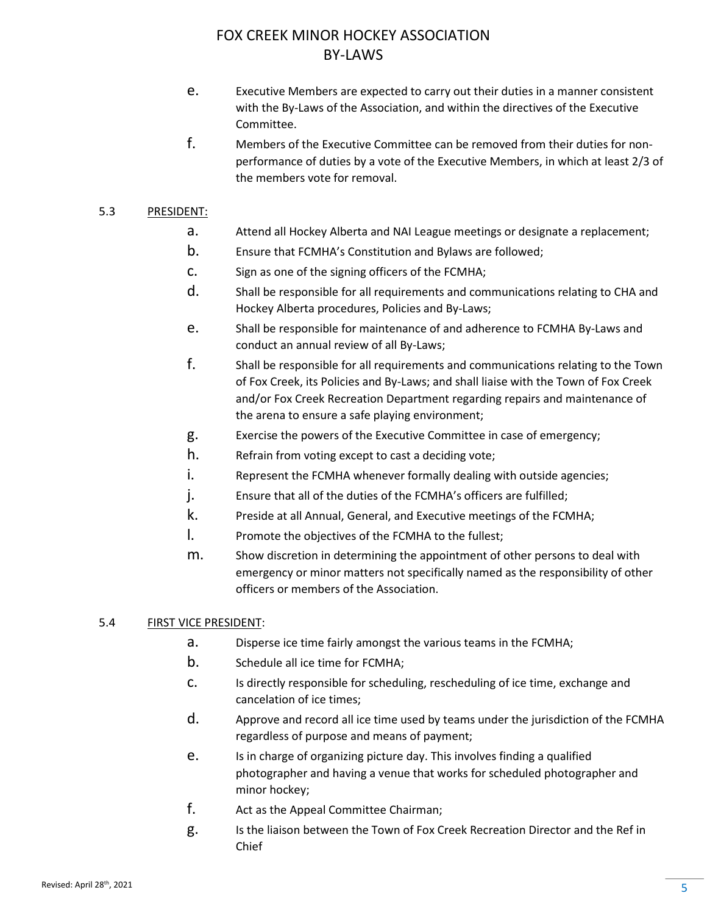e. Executive Members are expected to carry out their duties in a manner consistent with the By-Laws of the Association, and within the directives of the Executive Committee.

f. Members of the Executive Committee can be removed from their duties for non-performance of duties by a vote of the Executive Members, in which at least 2/3 of the members vote for removal.

5.3 PRESIDENT:

a. Attend all Hockey Alberta and NAI League meetings or designate a replacement;

b. Ensure that FCMHA's Constitution and Bylaws are followed;

c. Sign as one of the signing officers of the FCMHA;

d. Shall be responsible for all requirements and communications relating to CHA and Hockey Alberta procedures, Policies and By-Laws;

e. Shall be responsible for maintenance of and adherence to FCMHA By-Laws and conduct an annual review of all By-Laws;

f. Shall be responsible for all requirements and communications relating to the Town of Fox Creek, its Policies and By-Laws; and shall liaise with the Town of Fox Creek and/or Fox Creek Recreation Department regarding repairs and maintenance of the arena to ensure a safe playing environment;

g. Exercise the powers of the Executive Committee in case of emergency;

h. Refrain from voting except to cast a deciding vote;

i. Represent the FCMHA whenever formally dealing with outside agencies;

j. Ensure that all of the duties of the FCMHA's officers are fulfilled;

k. Preside at all Annual, General, and Executive meetings of the FCMHA;

l. Promote the objectives of the FCMHA to the fullest;

m. Show discretion in determining the appointment of other persons to deal with emergency or minor matters not specifically named as the responsibility of other officers or members of the Association.

5.4 FIRST VICE PRESIDENT:

a. Disperse ice time fairly amongst the various teams in the FCMHA;

b. Schedule all ice time for FCMHA;

c. Is directly responsible for scheduling, rescheduling of ice time, exchange and cancelation of ice times;

d. Approve and record all ice time used by teams under the jurisdiction of the FCMHA regardless of purpose and means of payment;

e. Is in charge of organizing picture day. This involves finding a qualified photographer and having a venue that works for scheduled photographer and minor hockey;

f. Act as the Appeal Committee Chairman;

g. Is the liaison between the Town of Fox Creek Recreation Director and the Ref in Chief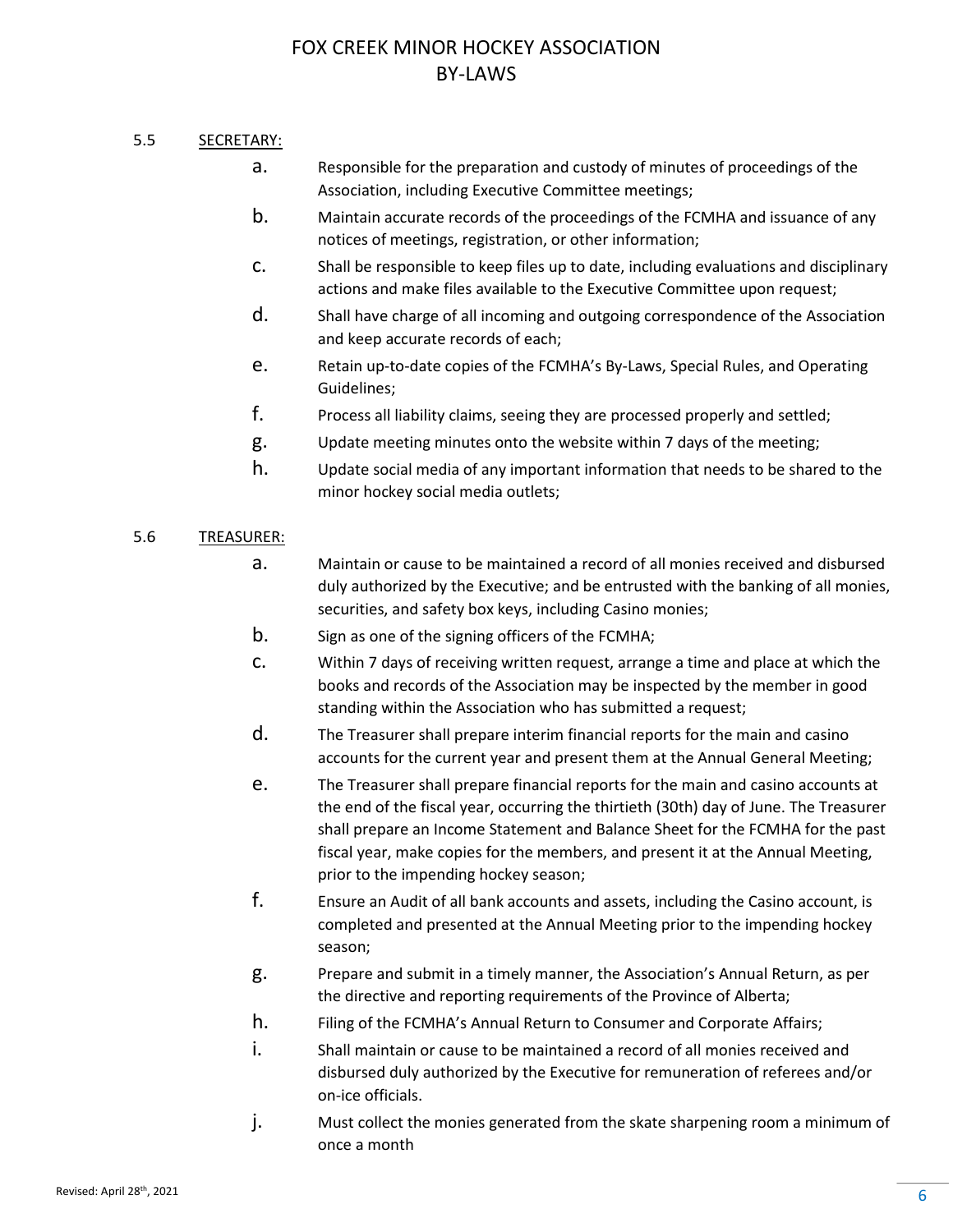5.5 SECRETARY:

a. Responsible for the preparation and custody of minutes of proceedings of the Association, including Executive Committee meetings;

b. Maintain accurate records of the proceedings of the FCMHA and issuance of any notices of meetings, registration, or other information;

c. Shall be responsible to keep files up to date, including evaluations and disciplinary actions and make files available to the Executive Committee upon request;

d. Shall have charge of all incoming and outgoing correspondence of the Association and keep accurate records of each;

e. Retain up-to-date copies of the FCMHA's By-Laws, Special Rules, and Operating Guidelines;

f. Process all liability claims, seeing they are processed properly and settled;

g. Update meeting minutes onto the website within 7 days of the meeting;

h. Update social media of any important information that needs to be shared to the minor hockey social media outlets;

5.6 TREASURER:

a. Maintain or cause to be maintained a record of all monies received and disbursed duly authorized by the Executive; and be entrusted with the banking of all monies, securities, and safety box keys, including Casino monies;

b. Sign as one of the signing officers of the FCMHA;

c. Within 7 days of receiving written request, arrange a time and place at which the books and records of the Association may be inspected by the member in good standing within the Association who has submitted a request;

d. The Treasurer shall prepare interim financial reports for the main and casino accounts for the current year and present them at the Annual General Meeting;

e. The Treasurer shall prepare financial reports for the main and casino accounts at the end of the fiscal year, occurring the thirtieth (30th) day of June. The Treasurer shall prepare an Income Statement and Balance Sheet for the FCMHA for the past fiscal year, make copies for the members, and present it at the Annual Meeting, prior to the impending hockey season;

f. Ensure an Audit of all bank accounts and assets, including the Casino account, is completed and presented at the Annual Meeting prior to the impending hockey season;

g. Prepare and submit in a timely manner, the Association's Annual Return, as per the directive and reporting requirements of the Province of Alberta;

h. Filing of the FCMHA's Annual Return to Consumer and Corporate Affairs;

i. Shall maintain or cause to be maintained a record of all monies received and disbursed duly authorized by the Executive for remuneration of referees and/or on-ice officials.

j. Must collect the monies generated from the skate sharpening room a minimum of once a month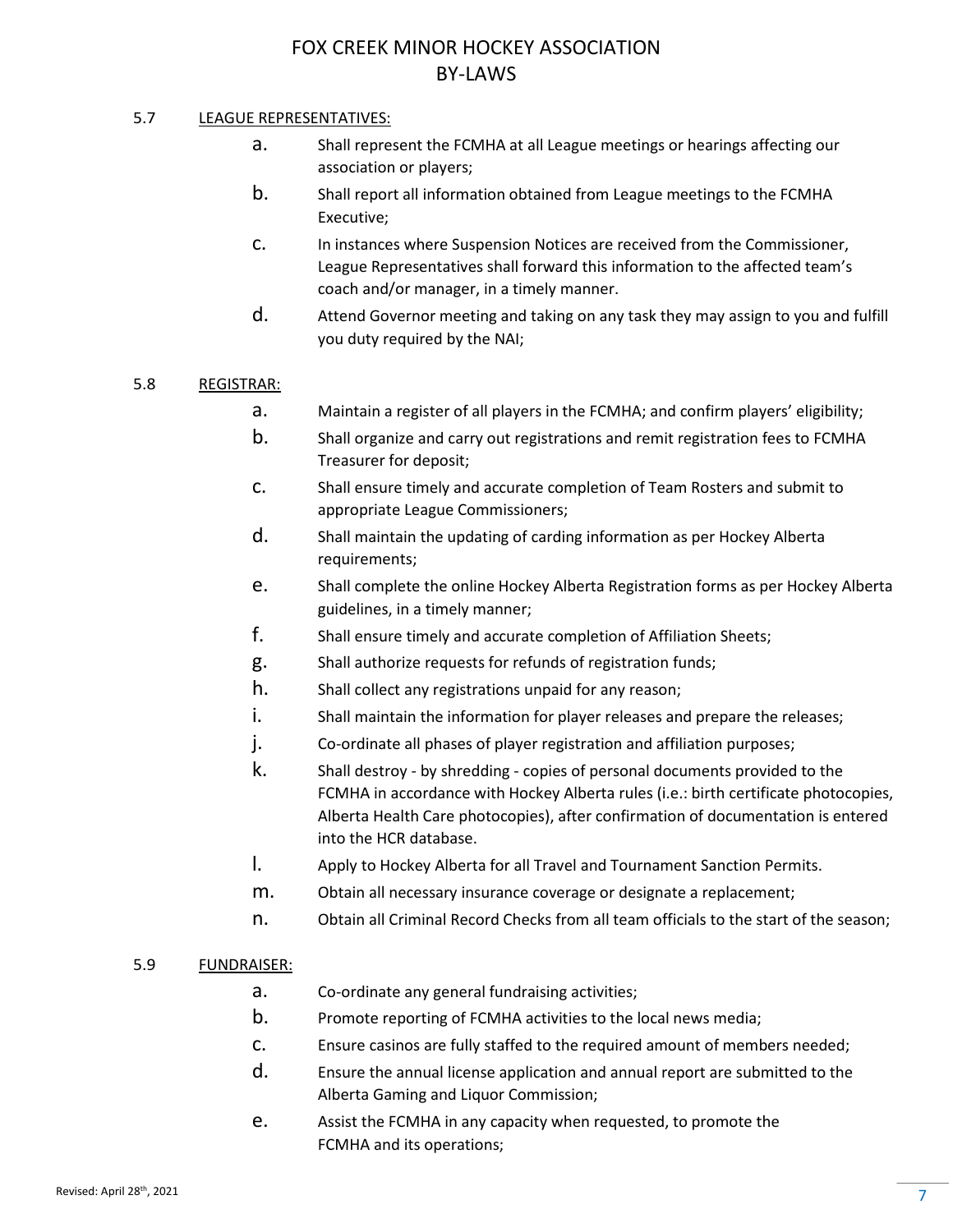### 5.7 LEAGUE REPRESENTATIVES:

a. Shall represent the FCMHA at all League meetings or hearings affecting our association or players;

b. Shall report all information obtained from League meetings to the FCMHA Executive;

c. In instances where Suspension Notices are received from the Commissioner, League Representatives shall forward this information to the affected team's coach and/or manager, in a timely manner.

d. Attend Governor meeting and taking on any task they may assign to you and fulfill you duty required by the NAI;

### 5.8 REGISTRAR:

a. Maintain a register of all players in the FCMHA; and confirm players' eligibility;

b. Shall organize and carry out registrations and remit registration fees to FCMHA Treasurer for deposit;

c. Shall ensure timely and accurate completion of Team Rosters and submit to appropriate League Commissioners;

d. Shall maintain the updating of carding information as per Hockey Alberta requirements;

e. Shall complete the online Hockey Alberta Registration forms as per Hockey Alberta guidelines, in a timely manner;

f. Shall ensure timely and accurate completion of Affiliation Sheets;

g. Shall authorize requests for refunds of registration funds;

h. Shall collect any registrations unpaid for any reason;

i. Shall maintain the information for player releases and prepare the releases;

j. Co-ordinate all phases of player registration and affiliation purposes;

k. Shall destroy - by shredding - copies of personal documents provided to the FCMHA in accordance with Hockey Alberta rules (i.e.: birth certificate photocopies, Alberta Health Care photocopies), after confirmation of documentation is entered into the HCR database.

l. Apply to Hockey Alberta for all Travel and Tournament Sanction Permits.

m. Obtain all necessary insurance coverage or designate a replacement;

n. Obtain all Criminal Record Checks from all team officials to the start of the season;

### 5.9 FUNDRAISER:

a. Co-ordinate any general fundraising activities;

b. Promote reporting of FCMHA activities to the local news media;

c. Ensure casinos are fully staffed to the required amount of members needed;

d. Ensure the annual license application and annual report are submitted to the Alberta Gaming and Liquor Commission;

e. Assist the FCMHA in any capacity when requested, to promote the FCMHA and its operations;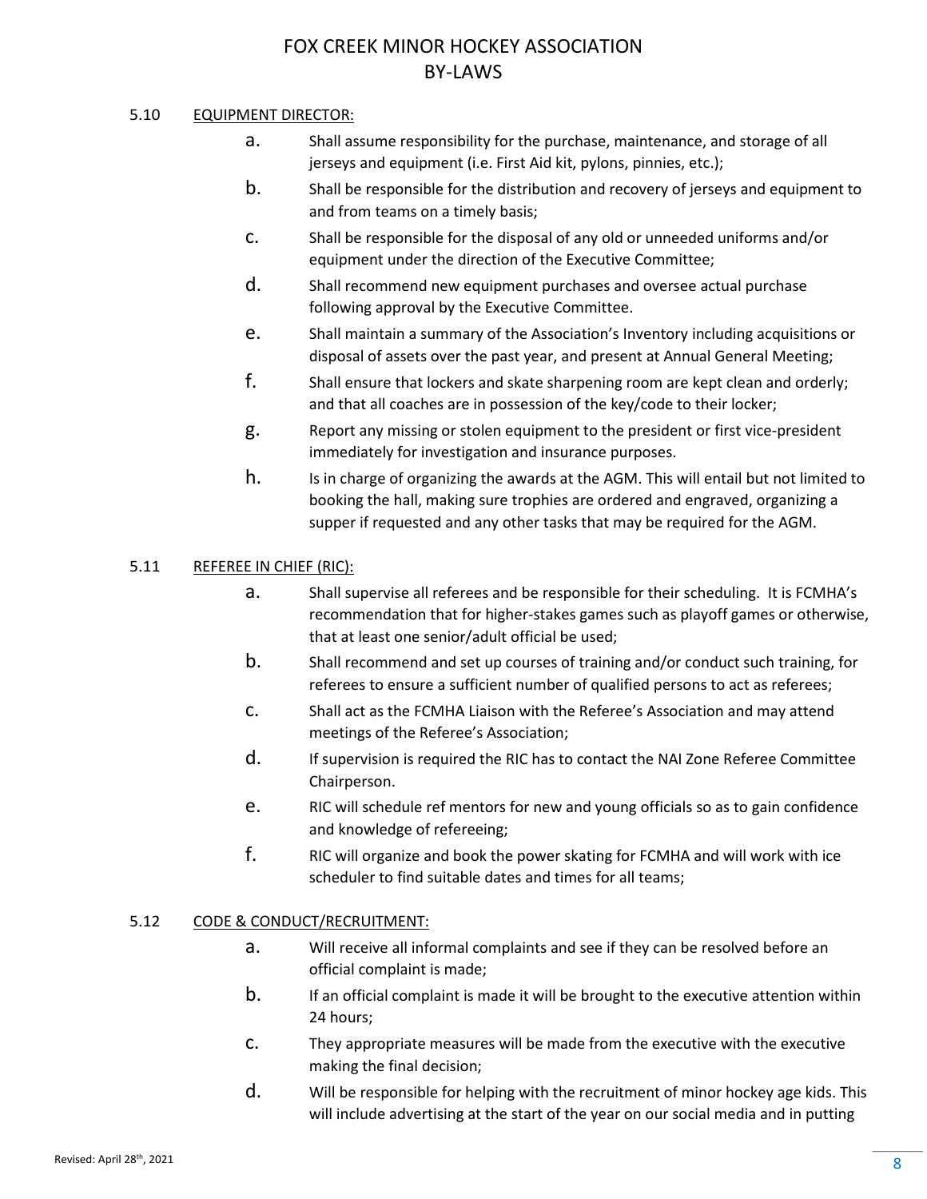### 5.10 EQUIPMENT DIRECTOR:

a. Shall assume responsibility for the purchase, maintenance, and storage of all jerseys and equipment (i.e. First Aid kit, pylons, pinnies, etc.);

b. Shall be responsible for the distribution and recovery of jerseys and equipment to and from teams on a timely basis;

c. Shall be responsible for the disposal of any old or unneeded uniforms and/or equipment under the direction of the Executive Committee;

d. Shall recommend new equipment purchases and oversee actual purchase following approval by the Executive Committee.

e. Shall maintain a summary of the Association's Inventory including acquisitions or disposal of assets over the past year, and present at Annual General Meeting;

f. Shall ensure that lockers and skate sharpening room are kept clean and orderly; and that all coaches are in possession of the key/code to their locker;

g. Report any missing or stolen equipment to the president or first vice-president immediately for investigation and insurance purposes.

h. Is in charge of organizing the awards at the AGM. This will entail but not limited to booking the hall, making sure trophies are ordered and engraved, organizing a supper if requested and any other tasks that may be required for the AGM.

### 5.11 REFEREE IN CHIEF (RIC):

a. Shall supervise all referees and be responsible for their scheduling. It is FCMHA's recommendation that for higher-stakes games such as playoff games or otherwise, that at least one senior/adult official be used;

b. Shall recommend and set up courses of training and/or conduct such training, for referees to ensure a sufficient number of qualified persons to act as referees;

c. Shall act as the FCMHA Liaison with the Referee's Association and may attend meetings of the Referee's Association;

d. If supervision is required the RIC has to contact the NAI Zone Referee Committee Chairperson.

e. RIC will schedule ref mentors for new and young officials so as to gain confidence and knowledge of refereeing;

f. RIC will organize and book the power skating for FCMHA and will work with ice scheduler to find suitable dates and times for all teams;

### 5.12 CODE & CONDUCT/RECRUITMENT:

a. Will receive all informal complaints and see if they can be resolved before an official complaint is made;

b. If an official complaint is made it will be brought to the executive attention within 24 hours;

c. They appropriate measures will be made from the executive with the executive making the final decision;

d. Will be responsible for helping with the recruitment of minor hockey age kids. This will include advertising at the start of the year on our social media and in putting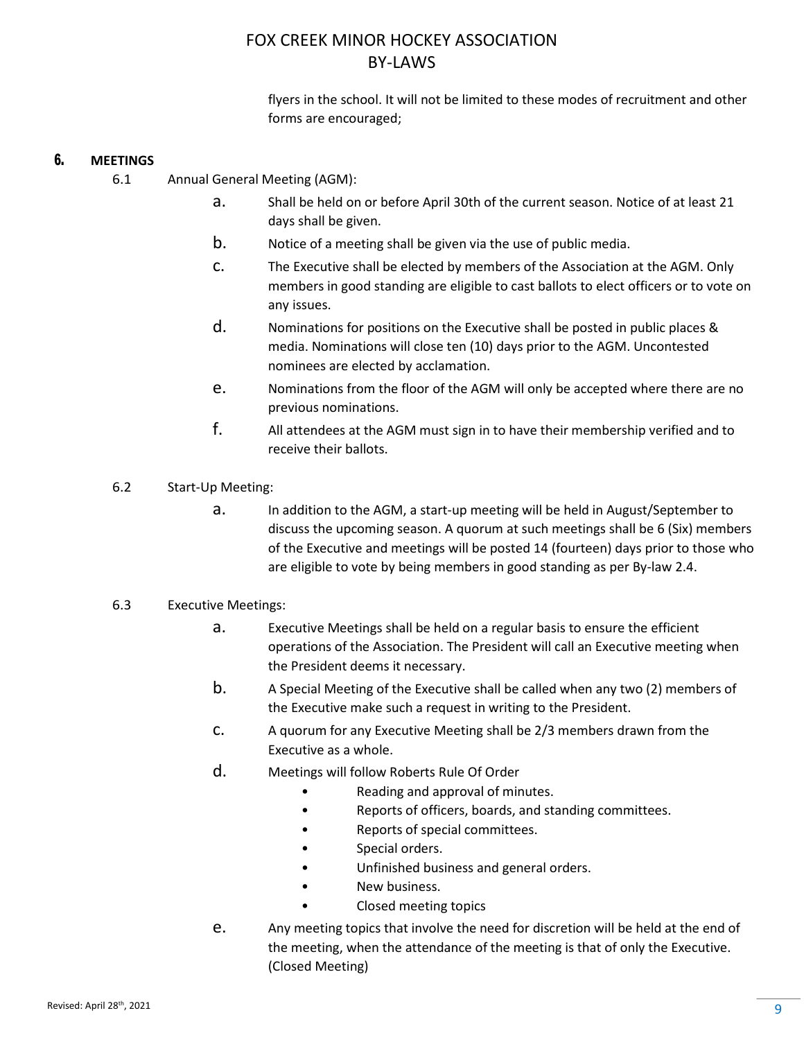flyers in the school. It will not be limited to these modes of recruitment and other forms are encouraged;

## 6. MEETINGS

6.1 Annual General Meeting (AGM):

a. Shall be held on or before April 30th of the current season. Notice of at least 21 days shall be given.

b. Notice of a meeting shall be given via the use of public media.

c. The Executive shall be elected by members of the Association at the AGM. Only members in good standing are eligible to cast ballots to elect officers or to vote on any issues.

d. Nominations for positions on the Executive shall be posted in public places & media. Nominations will close ten (10) days prior to the AGM. Uncontested nominees are elected by acclamation.

e. Nominations from the floor of the AGM will only be accepted where there are no previous nominations.

f. All attendees at the AGM must sign in to have their membership verified and to receive their ballots.

6.2 Start-Up Meeting:

a. In addition to the AGM, a start-up meeting will be held in August/September to discuss the upcoming season. A quorum at such meetings shall be 6 (Six) members of the Executive and meetings will be posted 14 (fourteen) days prior to those who are eligible to vote by being members in good standing as per By-law 2.4.

6.3 Executive Meetings:

a. Executive Meetings shall be held on a regular basis to ensure the efficient operations of the Association. The President will call an Executive meeting when the President deems it necessary.

b. A Special Meeting of the Executive shall be called when any two (2) members of the Executive make such a request in writing to the President.

c. A quorum for any Executive Meeting shall be 2/3 members drawn from the Executive as a whole.

d. Meetings will follow Roberts Rule Of Order

- Reading and approval of minutes.
- Reports of officers, boards, and standing committees.
- Reports of special committees.
- Special orders.
- Unfinished business and general orders.
- New business.
- Closed meeting topics

e. Any meeting topics that involve the need for discretion will be held at the end of the meeting, when the attendance of the meeting is that of only the Executive. (Closed Meeting)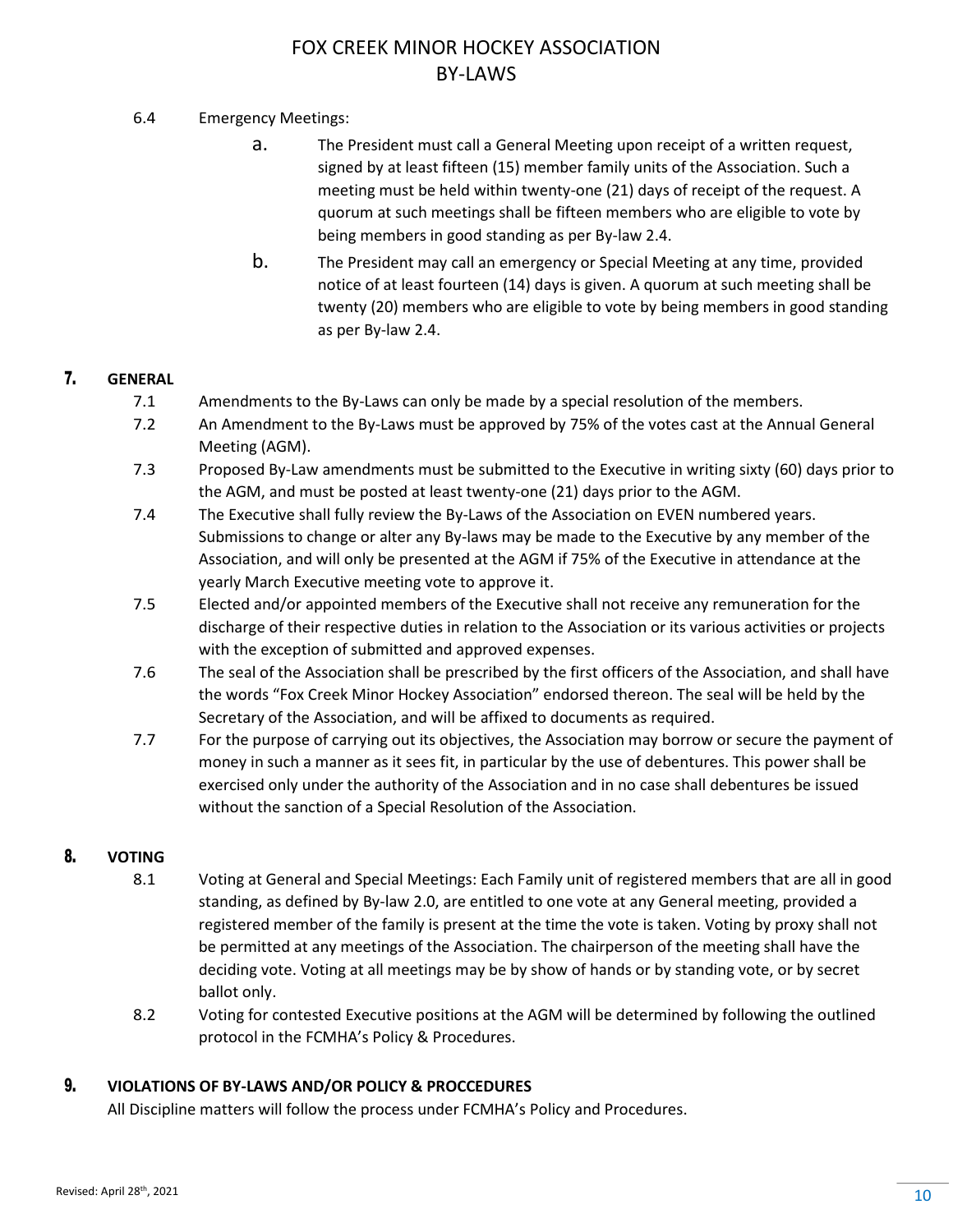6.4 Emergency Meetings:

a. The President must call a General Meeting upon receipt of a written request, signed by at least fifteen (15) member family units of the Association. Such a meeting must be held within twenty-one (21) days of receipt of the request. A quorum at such meetings shall be fifteen members who are eligible to vote by being members in good standing as per By-law 2.4.

b. The President may call an emergency or Special Meeting at any time, provided notice of at least fourteen (14) days is given. A quorum at such meeting shall be twenty (20) members who are eligible to vote by being members in good standing as per By-law 2.4.

## 7. GENERAL

7.1 Amendments to the By-Laws can only be made by a special resolution of the members.

7.2 An Amendment to the By-Laws must be approved by 75% of the votes cast at the Annual General Meeting (AGM).

7.3 Proposed By-Law amendments must be submitted to the Executive in writing sixty (60) days prior to the AGM, and must be posted at least twenty-one (21) days prior to the AGM.

7.4 The Executive shall fully review the By-Laws of the Association on EVEN numbered years. Submissions to change or alter any By-laws may be made to the Executive by any member of the Association, and will only be presented at the AGM if 75% of the Executive in attendance at the yearly March Executive meeting vote to approve it.

7.5 Elected and/or appointed members of the Executive shall not receive any remuneration for the discharge of their respective duties in relation to the Association or its various activities or projects with the exception of submitted and approved expenses.

7.6 The seal of the Association shall be prescribed by the first officers of the Association, and shall have the words "Fox Creek Minor Hockey Association" endorsed thereon. The seal will be held by the Secretary of the Association, and will be affixed to documents as required.

7.7 For the purpose of carrying out its objectives, the Association may borrow or secure the payment of money in such a manner as it sees fit, in particular by the use of debentures. This power shall be exercised only under the authority of the Association and in no case shall debentures be issued without the sanction of a Special Resolution of the Association.

## 8. VOTING

8.1 Voting at General and Special Meetings: Each Family unit of registered members that are all in good standing, as defined by By-law 2.0, are entitled to one vote at any General meeting, provided a registered member of the family is present at the time the vote is taken. Voting by proxy shall not be permitted at any meetings of the Association. The chairperson of the meeting shall have the deciding vote. Voting at all meetings may be by show of hands or by standing vote, or by secret ballot only.

8.2 Voting for contested Executive positions at the AGM will be determined by following the outlined protocol in the FCMHA's Policy & Procedures.

## 9. VIOLATIONS OF BY-LAWS AND/OR POLICY & PROCCEDURES

All Discipline matters will follow the process under FCMHA's Policy and Procedures.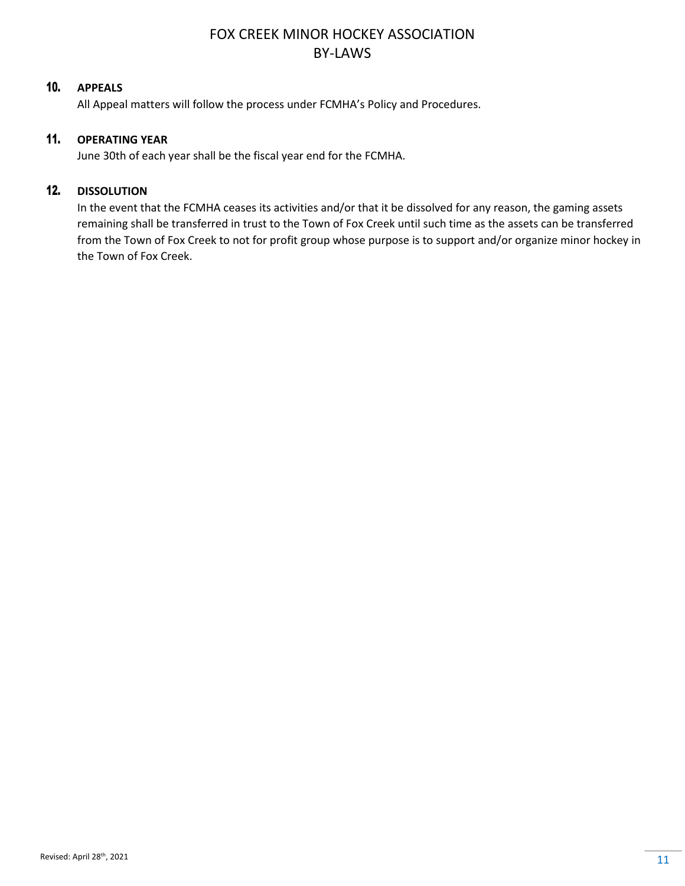## 10. APPEALS

All Appeal matters will follow the process under FCMHA's Policy and Procedures.

## 11. OPERATING YEAR

June 30th of each year shall be the fiscal year end for the FCMHA.

## 12. DISSOLUTION

In the event that the FCMHA ceases its activities and/or that it be dissolved for any reason, the gaming assets remaining shall be transferred in trust to the Town of Fox Creek until such time as the assets can be transferred from the Town of Fox Creek to not for profit group whose purpose is to support and/or organize minor hockey in the Town of Fox Creek.